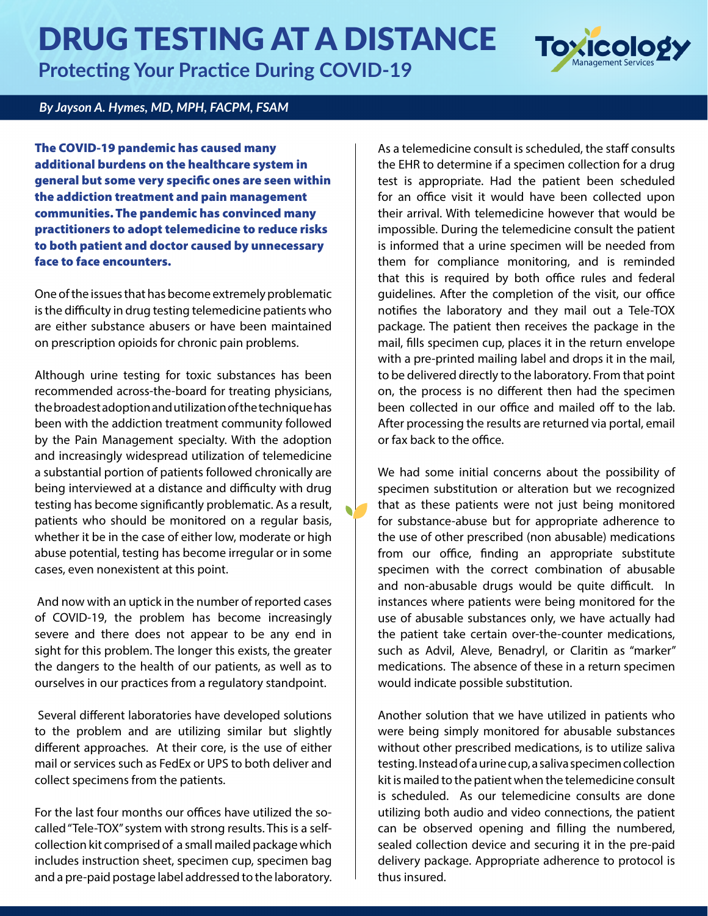# DRUG TESTING AT A DISTANCE

## Protecting Your Practice During COVID-19

*By Jayson A. Hymes, MD, MPH, FACPM, FSAM*

**The COVID-19 pandemic has caused many additional burdens on the healthcare system in general but some very specific ones are seen within the addiction treatment and pain management communities. The pandemic has convinced many practitioners to adopt telemedicine to reduce risks to both patient and doctor caused by unnecessary face to face encounters.**

One of the issues that has become extremely problematic is the difficulty in drug testing telemedicine patients who are either substance abusers or have been maintained on prescription opioids for chronic pain problems.

Although urine testing for toxic substances has been recommended across-the-board for treating physicians, the broadest adoption and utilization of the technique has been with the addiction treatment community followed by the Pain Management specialty. With the adoption and increasingly widespread utilization of telemedicine a substantial portion of patients followed chronically are being interviewed at a distance and difficulty with drug testing has become significantly problematic. As a result, patients who should be monitored on a regular basis, whether it be in the case of either low, moderate or high abuse potential, testing has become irregular or in some cases, even nonexistent at this point.

And now with an uptick in the number of reported cases of COVID-19, the problem has become increasingly severe and there does not appear to be any end in sight for this problem. The longer this exists, the greater the dangers to the health of our patients, as well as to ourselves in our practices from a regulatory standpoint.

Several different laboratories have developed solutions to the problem and are utilizing similar but slightly different approaches. At their core, is the use of either mail or services such as FedEx or UPS to both deliver and collect specimens from the patients.

For the last four months our offices have utilized the so-called "Tele-TOX" system with strong results. This is a self-collection kit comprised of a small mailed package which includes instruction sheet, specimen cup, specimen bag and a pre-paid postage label addressed to the laboratory.

As a telemedicine consult is scheduled, the staff consults the EHR to determine if a specimen collection for a drug test is appropriate. Had the patient been scheduled for an office visit it would have been collected upon their arrival. With telemedicine however that would be impossible. During the telemedicine consult the patient is informed that a urine specimen will be needed from them for compliance monitoring, and is reminded that this is required by both office rules and federal guidelines. After the completion of the visit, our office notifies the laboratory and they mail out a Tele-TOX package. The patient then receives the package in the mail, fills specimen cup, places it in the return envelope with a pre-printed mailing label and drops it in the mail, to be delivered directly to the laboratory. From that point on, the process is no different then had the specimen been collected in our office and mailed off to the lab. After processing the results are returned via portal, email or fax back to the office.

We had some initial concerns about the possibility of specimen substitution or alteration but we recognized that as these patients were not just being monitored for substance-abuse but for appropriate adherence to the use of other prescribed (non abusable) medications from our office, finding an appropriate substitute specimen with the correct combination of abusable and non-abusable drugs would be quite difficult. In instances where patients were being monitored for the use of abusable substances only, we have actually had the patient take certain over-the-counter medications, such as Advil, Aleve, Benadryl, or Claritin as "marker" medications. The absence of these in a return specimen would indicate possible substitution.

Another solution that we have utilized in patients who were being simply monitored for abusable substances without other prescribed medications, is to utilize saliva testing. Instead of a urine cup, a saliva specimen collection kit is mailed to the patient when the telemedicine consult is scheduled. As our telemedicine consults are done utilizing both audio and video connections, the patient can be observed opening and filling the numbered, sealed collection device and securing it in the pre-paid delivery package. Appropriate adherence to protocol is thus insured.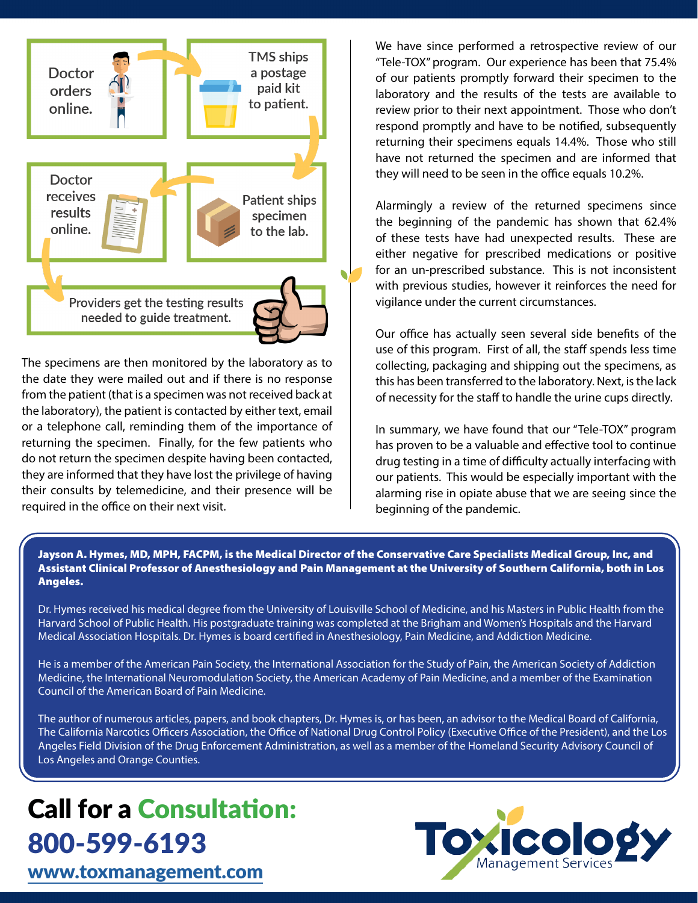Doctor orders online.

TMS ships a postage paid kit to patient.

Patient ships specimen to the lab.

Doctor receives results online.

Providers get the testing results needed to guide treatment.

The specimens are then monitored by the laboratory as to the date they were mailed out and if there is no response from the patient (that is a specimen was not received back at the laboratory), the patient is contacted by either text, email or a telephone call, reminding them of the importance of returning the specimen. Finally, for the few patients who do not return the specimen despite having been contacted, they are informed that they have lost the privilege of having their consults by telemedicine, and their presence will be required in the office on their next visit.

We have since performed a retrospective review of our "Tele-TOX" program. Our experience has been that 75.4% of our patients promptly forward their specimen to the laboratory and the results of the tests are available to review prior to their next appointment. Those who don't respond promptly and have to be notified, subsequently returning their specimens equals 14.4%. Those who still have not returned the specimen and are informed that they will need to be seen in the office equals 10.2%.

Alarmingly a review of the returned specimens since the beginning of the pandemic has shown that 62.4% of these tests have had unexpected results. These are either negative for prescribed medications or positive for an un-prescribed substance. This is not inconsistent with previous studies, however it reinforces the need for vigilance under the current circumstances.

Our office has actually seen several side benefits of the use of this program. First of all, the staff spends less time collecting, packaging and shipping out the specimens, as this has been transferred to the laboratory. Next, is the lack of necessity for the staff to handle the urine cups directly.

In summary, we have found that our "Tele-TOX" program has proven to be a valuable and effective tool to continue drug testing in a time of difficulty actually interfacing with our patients. This would be especially important with the alarming rise in opiate abuse that we are seeing since the beginning of the pandemic.

**Jayson A. Hymes, MD, MPH, FACPM, is the Medical Director of the Conservative Care Specialists Medical Group, Inc, and Assistant Clinical Professor of Anesthesiology and Pain Management at the University of Southern California, both in Los Angeles.**

Dr. Hymes received his medical degree from the University of Louisville School of Medicine, and his Masters in Public Health from the Harvard School of Public Health. His postgraduate training was completed at the Brigham and Women's Hospitals and the Harvard Medical Association Hospitals. Dr. Hymes is board certified in Anesthesiology, Pain Medicine, and Addiction Medicine.

He is a member of the American Pain Society, the International Association for the Study of Pain, the American Society of Addiction Medicine, the International Neuromodulation Society, the American Academy of Pain Medicine, and a member of the Examination Council of the American Board of Pain Medicine.

The author of numerous articles, papers, and book chapters, Dr. Hymes is, or has been, an advisor to the Medical Board of California, The California Narcotics Officers Association, the Office of National Drug Control Policy (Executive Office of the President), and the Los Angeles Field Division of the Drug Enforcement Administration, as well as a member of the Homeland Security Advisory Council of Los Angeles and Orange Counties.

# Call for a Consultation:

# 800-599-6193

**www.toxmanagement.com**

Toxicology Management Services